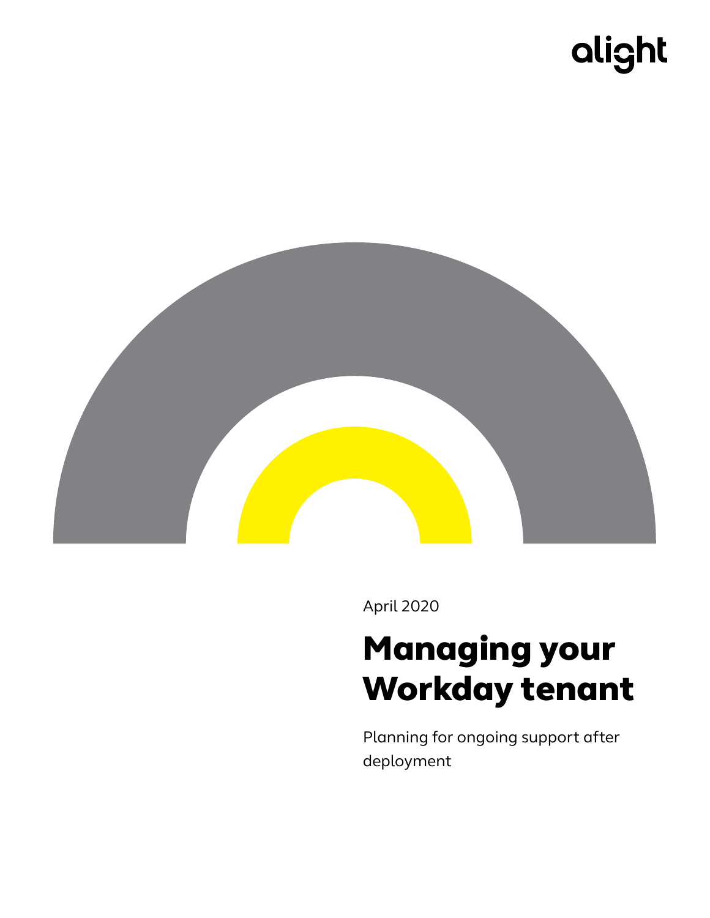alight

April 2020

# Managing your Workday tenant

Planning for ongoing support after deployment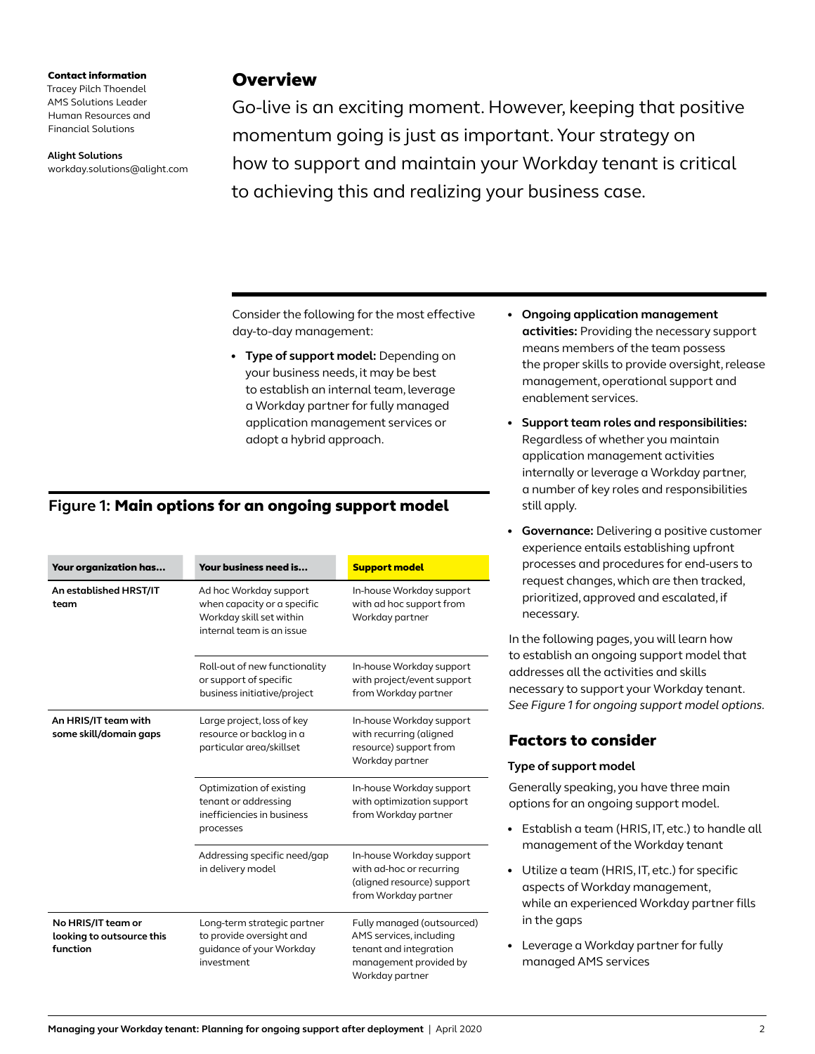**Contact information**
Tracey Pilch Thoendel
AMS Solutions Leader
Human Resources and
Financial Solutions

**Alight Solutions**
workday.solutions@alight.com

## Overview

Go-live is an exciting moment. However, keeping that positive momentum going is just as important. Your strategy on how to support and maintain your Workday tenant is critical to achieving this and realizing your business case.

Consider the following for the most effective day-to-day management:

- **Type of support model:** Depending on your business needs, it may be best to establish an internal team, leverage a Workday partner for fully managed application management services or adopt a hybrid approach.
- **Ongoing application management activities:** Providing the necessary support means members of the team possess the proper skills to provide oversight, release management, operational support and enablement services.
- **Support team roles and responsibilities:** Regardless of whether you maintain application management activities internally or leverage a Workday partner, a number of key roles and responsibilities still apply.
- **Governance:** Delivering a positive customer experience entails establishing upfront processes and procedures for end-users to request changes, which are then tracked, prioritized, approved and escalated, if necessary.

In the following pages, you will learn how to establish an ongoing support model that addresses all the activities and skills necessary to support your Workday tenant. *See Figure 1 for ongoing support model options.*

### Figure 1: **Main options for an ongoing support model**

| Your organization has… | Your business need is… | Support model |
|---|---|---|
| **An established HRST/IT team** | Ad hoc Workday support when capacity or a specific Workday skill set within internal team is an issue | In-house Workday support with ad hoc support from Workday partner |
| | Roll-out of new functionality or support of specific business initiative/project | In-house Workday support with project/event support from Workday partner |
| **An HRIS/IT team with some skill/domain gaps** | Large project, loss of key resource or backlog in a particular area/skillset | In-house Workday support with recurring (aligned resource) support from Workday partner |
| | Optimization of existing tenant or addressing inefficiencies in business processes | In-house Workday support with optimization support from Workday partner |
| | Addressing specific need/gap in delivery model | In-house Workday support with ad-hoc or recurring (aligned resource) support from Workday partner |
| **No HRIS/IT team or looking to outsource this function** | Long-term strategic partner to provide oversight and guidance of your Workday investment | Fully managed (outsourced) AMS services, including tenant and integration management provided by Workday partner |

## Factors to consider

### Type of support model

Generally speaking, you have three main options for an ongoing support model.

- Establish a team (HRIS, IT, etc.) to handle all management of the Workday tenant
- Utilize a team (HRIS, IT, etc.) for specific aspects of Workday management, while an experienced Workday partner fills in the gaps
- Leverage a Workday partner for fully managed AMS services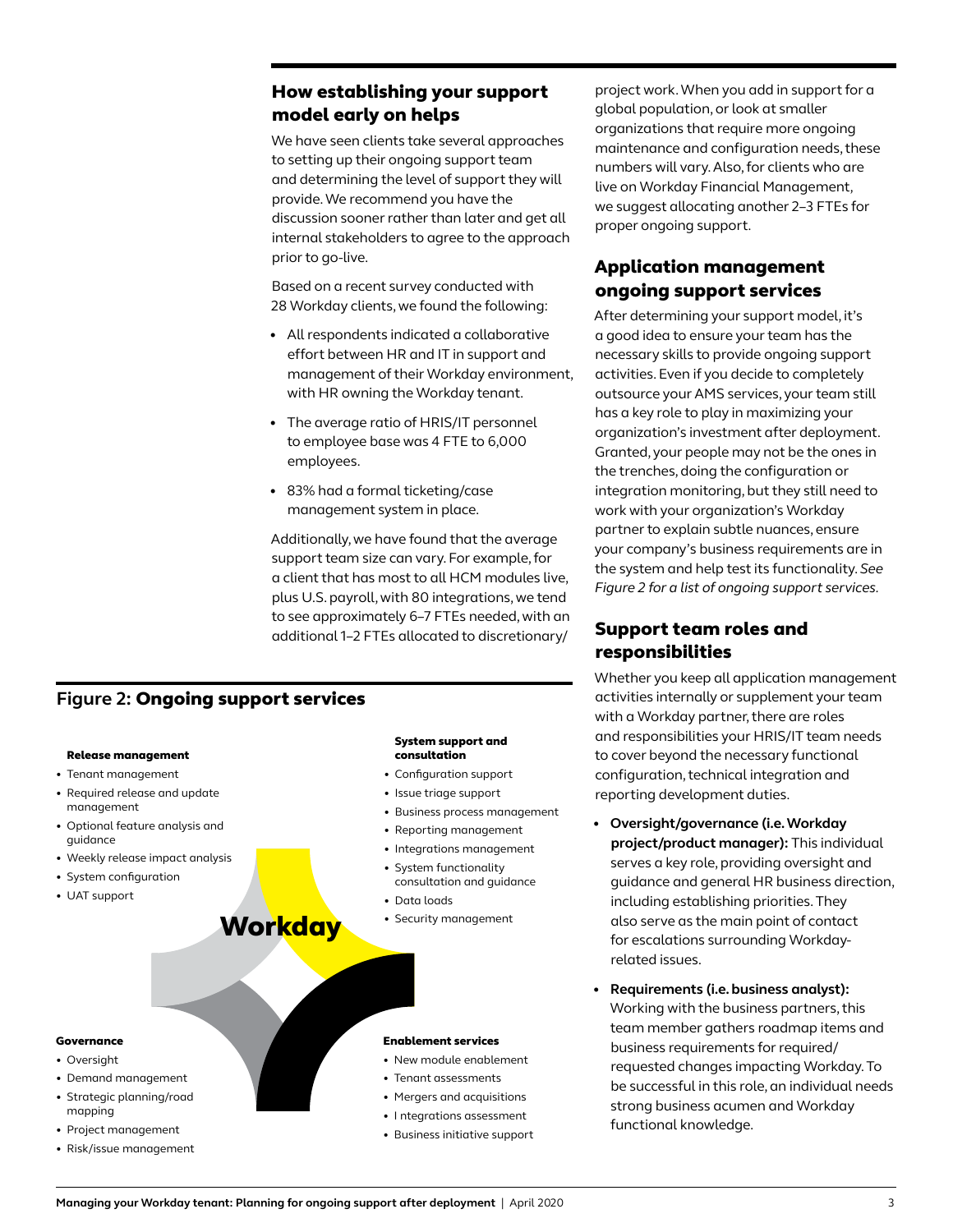## How establishing your support model early on helps

We have seen clients take several approaches to setting up their ongoing support team and determining the level of support they will provide. We recommend you have the discussion sooner rather than later and get all internal stakeholders to agree to the approach prior to go-live.

Based on a recent survey conducted with 28 Workday clients, we found the following:

- All respondents indicated a collaborative effort between HR and IT in support and management of their Workday environment, with HR owning the Workday tenant.
- The average ratio of HRIS/IT personnel to employee base was 4 FTE to 6,000 employees.
- 83% had a formal ticketing/case management system in place.

Additionally, we have found that the average support team size can vary. For example, for a client that has most to all HCM modules live, plus U.S. payroll, with 80 integrations, we tend to see approximately 6–7 FTEs needed, with an additional 1–2 FTEs allocated to discretionary/project work. When you add in support for a global population, or look at smaller organizations that require more ongoing maintenance and configuration needs, these numbers will vary. Also, for clients who are live on Workday Financial Management, we suggest allocating another 2–3 FTEs for proper ongoing support.

## Application management ongoing support services

After determining your support model, it's a good idea to ensure your team has the necessary skills to provide ongoing support activities. Even if you decide to completely outsource your AMS services, your team still has a key role to play in maximizing your organization's investment after deployment. Granted, your people may not be the ones in the trenches, doing the configuration or integration monitoring, but they still need to work with your organization's Workday partner to explain subtle nuances, ensure your company's business requirements are in the system and help test its functionality. *See Figure 2 for a list of ongoing support services.*

### Figure 2: Ongoing support services

Workday

**Release management**

- Tenant management
- Required release and update management
- Optional feature analysis and guidance
- Weekly release impact analysis
- System configuration
- UAT support

**System support and consultation**

- Configuration support
- Issue triage support
- Business process management
- Reporting management
- Integrations management
- System functionality consultation and guidance
- Data loads
- Security management

**Governance**

- Oversight
- Demand management
- Strategic planning/road mapping
- Project management
- Risk/issue management

**Enablement services**

- New module enablement
- Tenant assessments
- Mergers and acquisitions
- I ntegrations assessment
- Business initiative support

## Support team roles and responsibilities

Whether you keep all application management activities internally or supplement your team with a Workday partner, there are roles and responsibilities your HRIS/IT team needs to cover beyond the necessary functional configuration, technical integration and reporting development duties.

- **Oversight/governance (i.e. Workday project/product manager):** This individual serves a key role, providing oversight and guidance and general HR business direction, including establishing priorities. They also serve as the main point of contact for escalations surrounding Workday-related issues.
- **Requirements (i.e. business analyst):** Working with the business partners, this team member gathers roadmap items and business requirements for required/requested changes impacting Workday. To be successful in this role, an individual needs strong business acumen and Workday functional knowledge.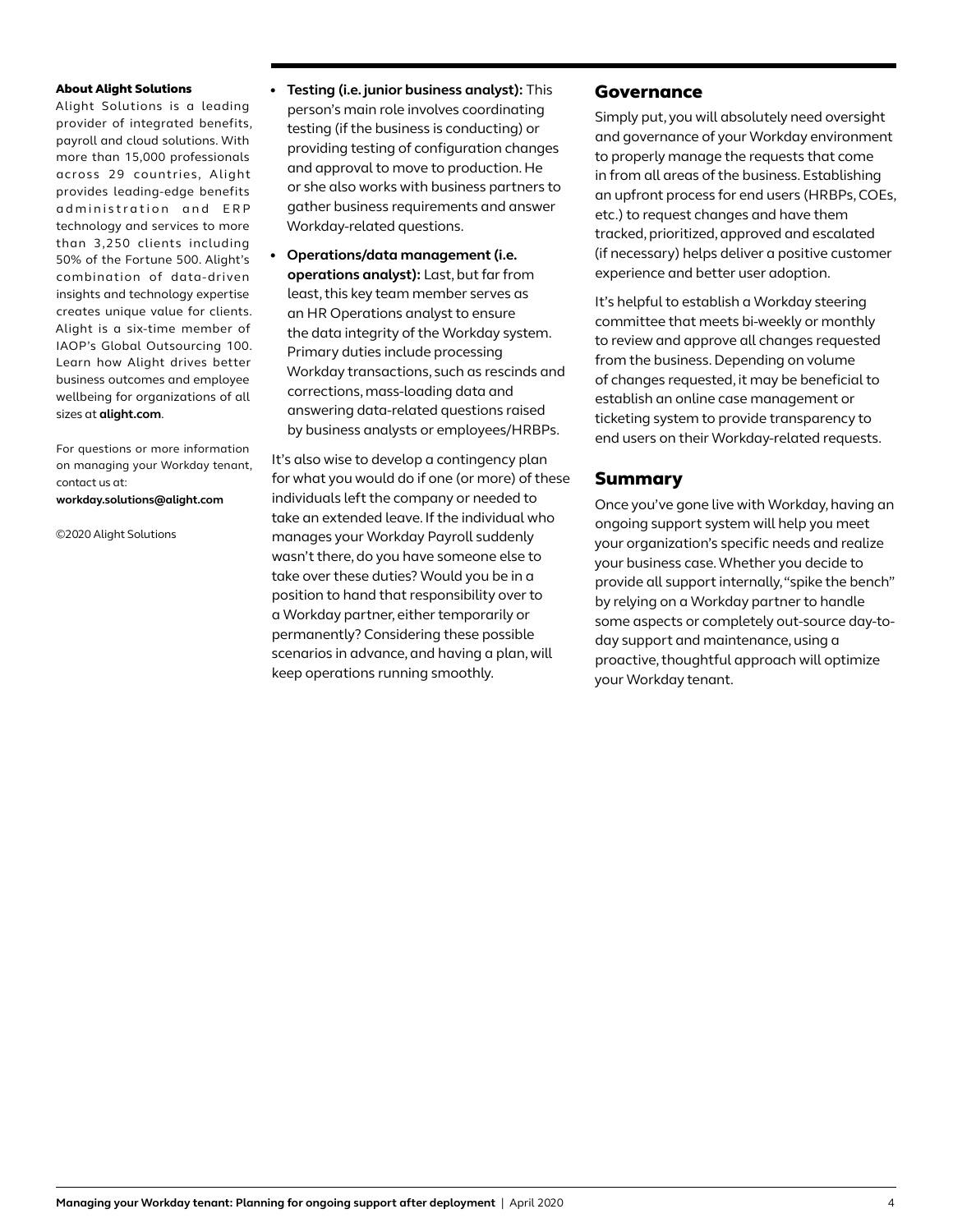- **Testing (i.e. junior business analyst):** This person's main role involves coordinating testing (if the business is conducting) or providing testing of configuration changes and approval to move to production. He or she also works with business partners to gather business requirements and answer Workday-related questions.
- **Operations/data management (i.e. operations analyst):** Last, but far from least, this key team member serves as an HR Operations analyst to ensure the data integrity of the Workday system. Primary duties include processing Workday transactions, such as rescinds and corrections, mass-loading data and answering data-related questions raised by business analysts or employees/HRBPs.

It's also wise to develop a contingency plan for what you would do if one (or more) of these individuals left the company or needed to take an extended leave. If the individual who manages your Workday Payroll suddenly wasn't there, do you have someone else to take over these duties? Would you be in a position to hand that responsibility over to a Workday partner, either temporarily or permanently? Considering these possible scenarios in advance, and having a plan, will keep operations running smoothly.

## Governance

Simply put, you will absolutely need oversight and governance of your Workday environment to properly manage the requests that come in from all areas of the business. Establishing an upfront process for end users (HRBPs, COEs, etc.) to request changes and have them tracked, prioritized, approved and escalated (if necessary) helps deliver a positive customer experience and better user adoption.

It's helpful to establish a Workday steering committee that meets bi-weekly or monthly to review and approve all changes requested from the business. Depending on volume of changes requested, it may be beneficial to establish an online case management or ticketing system to provide transparency to end users on their Workday-related requests.

## Summary

Once you've gone live with Workday, having an ongoing support system will help you meet your organization's specific needs and realize your business case. Whether you decide to provide all support internally, "spike the bench" by relying on a Workday partner to handle some aspects or completely out-source day-to-day support and maintenance, using a proactive, thoughtful approach will optimize your Workday tenant.

### About Alight Solutions

Alight Solutions is a leading provider of integrated benefits, payroll and cloud solutions. With more than 15,000 professionals across 29 countries, Alight provides leading-edge benefits administration and ERP technology and services to more than 3,250 clients including 50% of the Fortune 500. Alight's combination of data-driven insights and technology expertise creates unique value for clients. Alight is a six-time member of IAOP's Global Outsourcing 100. Learn how Alight drives better business outcomes and employee wellbeing for organizations of all sizes at **alight.com**.

For questions or more information on managing your Workday tenant, contact us at:
**workday.solutions@alight.com**

©2020 Alight Solutions